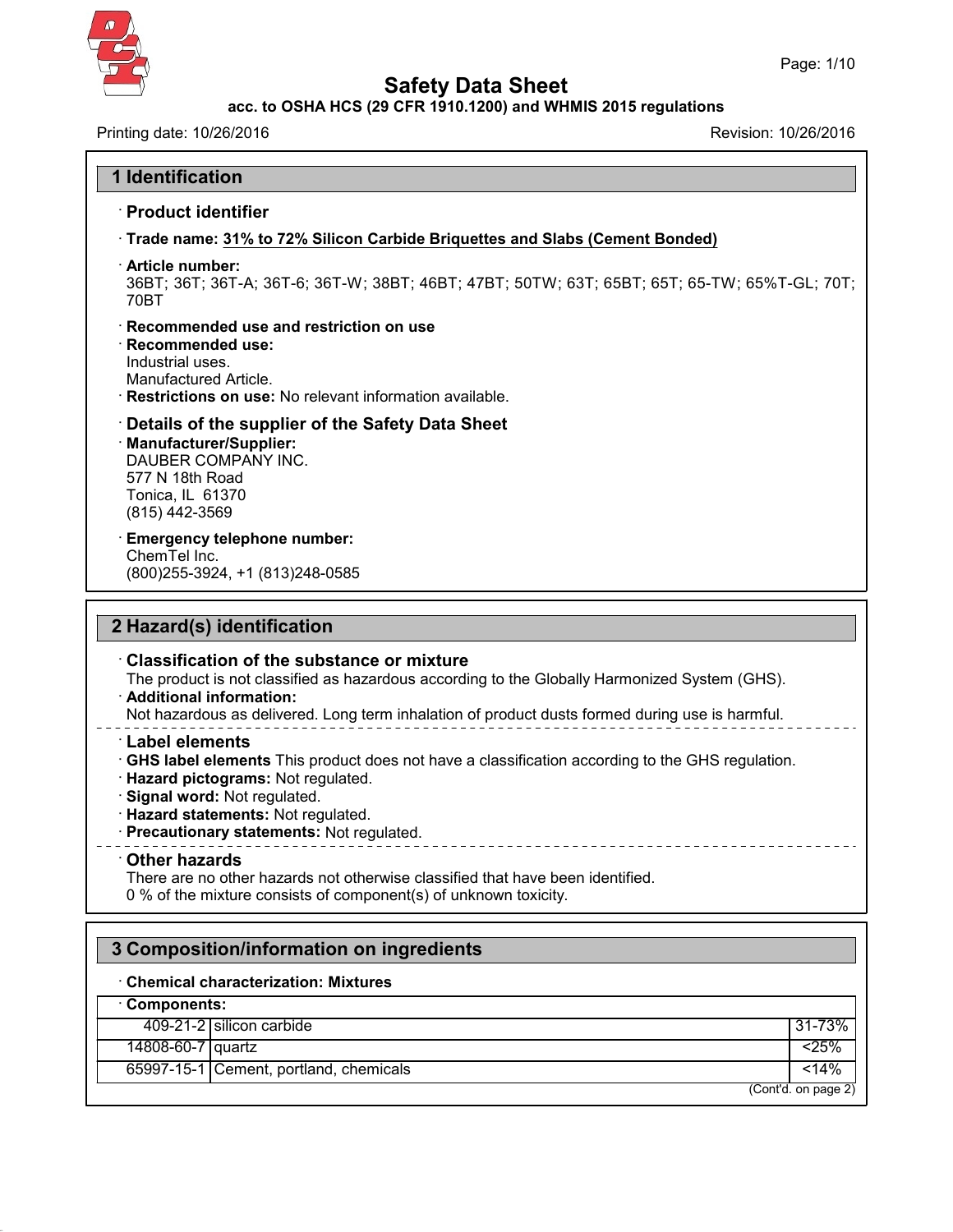# Safety Data Sheet

**acc. to OSHA HCS (29 CFR 1910.1200) and WHMIS 2015 regulations**

Printing date: 10/26/2016 Revision: 10/26/2016

## 1 Identification

· **Product identifier**

· **Trade name: 31% to 72% Silicon Carbide Briquettes and Slabs (Cement Bonded)**

· **Article number:**
36BT; 36T; 36T-A; 36T-6; 36T-W; 38BT; 46BT; 47BT; 50TW; 63T; 65BT; 65T; 65-TW; 65%T-GL; 70T; 70BT

· **Recommended use and restriction on use**

· **Recommended use:**
Industrial uses.
Manufactured Article.

· **Restrictions on use:** No relevant information available.

· **Details of the supplier of the Safety Data Sheet**

· **Manufacturer/Supplier:**
DAUBER COMPANY INC.
577 N 18th Road
Tonica, IL 61370
(815) 442-3569

· **Emergency telephone number:**
ChemTel Inc.
(800)255-3924, +1 (813)248-0585

## 2 Hazard(s) identification

· **Classification of the substance or mixture**
The product is not classified as hazardous according to the Globally Harmonized System (GHS).

· **Additional information:**
Not hazardous as delivered. Long term inhalation of product dusts formed during use is harmful.

· **Label elements**

· **GHS label elements** This product does not have a classification according to the GHS regulation.

· **Hazard pictograms:** Not regulated.

· **Signal word:** Not regulated.

· **Hazard statements:** Not regulated.

· **Precautionary statements:** Not regulated.

· **Other hazards**
There are no other hazards not otherwise classified that have been identified.
0 % of the mixture consists of component(s) of unknown toxicity.

## 3 Composition/information on ingredients

· **Chemical characterization: Mixtures**

· **Components:**

| CAS | Component | % |
|---|---|---|
| 409-21-2 | silicon carbide | 31-73% |
| 14808-60-7 | quartz | <25% |
| 65997-15-1 | Cement, portland, chemicals | <14% |

(Cont'd. on page 2)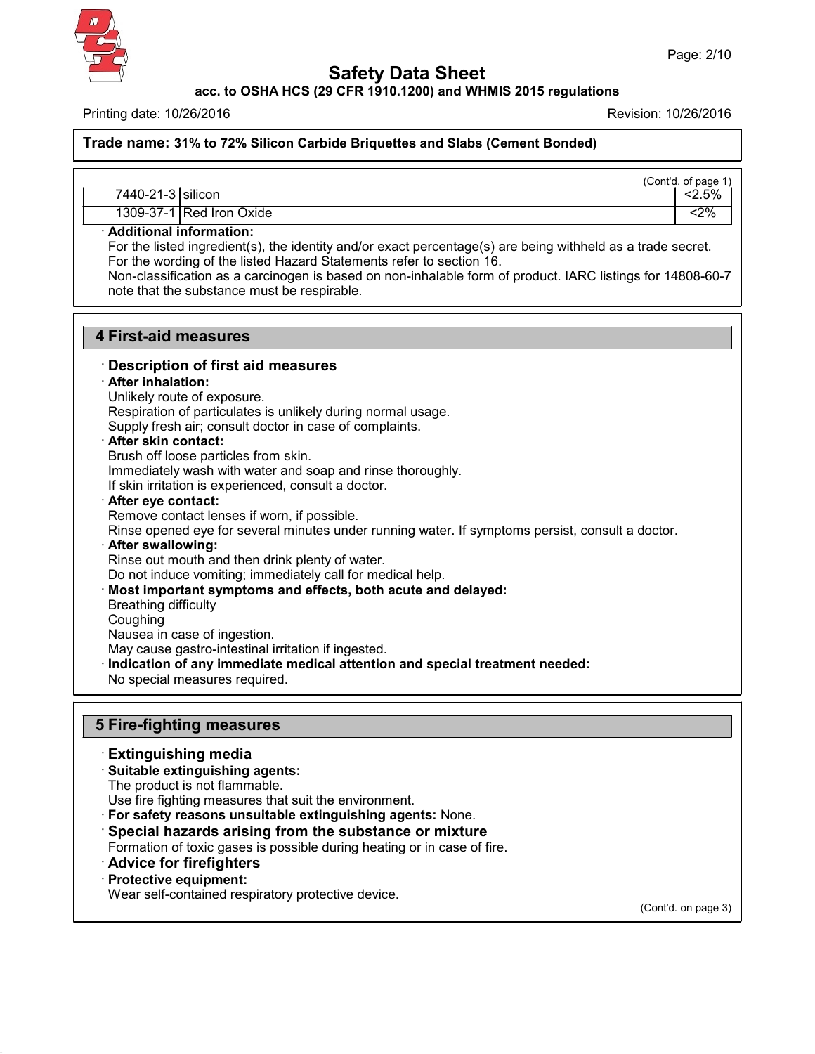(Cont'd. of page 1)

| | | |
|---|---|---|
| 7440-21-3 | silicon | <2.5% |
| 1309-37-1 | Red Iron Oxide | <2% |

· **Additional information:**
For the listed ingredient(s), the identity and/or exact percentage(s) are being withheld as a trade secret.
For the wording of the listed Hazard Statements refer to section 16.
Non-classification as a carcinogen is based on non-inhalable form of product. IARC listings for 14808-60-7 note that the substance must be respirable.

## 4 First-aid measures

· **Description of first aid measures**

· **After inhalation:**
Unlikely route of exposure.
Respiration of particulates is unlikely during normal usage.
Supply fresh air; consult doctor in case of complaints.

· **After skin contact:**
Brush off loose particles from skin.
Immediately wash with water and soap and rinse thoroughly.
If skin irritation is experienced, consult a doctor.

· **After eye contact:**
Remove contact lenses if worn, if possible.
Rinse opened eye for several minutes under running water. If symptoms persist, consult a doctor.

· **After swallowing:**
Rinse out mouth and then drink plenty of water.
Do not induce vomiting; immediately call for medical help.

· **Most important symptoms and effects, both acute and delayed:**
Breathing difficulty
Coughing
Nausea in case of ingestion.
May cause gastro-intestinal irritation if ingested.

· **Indication of any immediate medical attention and special treatment needed:**
No special measures required.

## 5 Fire-fighting measures

· **Extinguishing media**

· **Suitable extinguishing agents:**
The product is not flammable.
Use fire fighting measures that suit the environment.

· **For safety reasons unsuitable extinguishing agents:** None.

· **Special hazards arising from the substance or mixture**
Formation of toxic gases is possible during heating or in case of fire.

· **Advice for firefighters**

· **Protective equipment:**
Wear self-contained respiratory protective device.

(Cont'd. on page 3)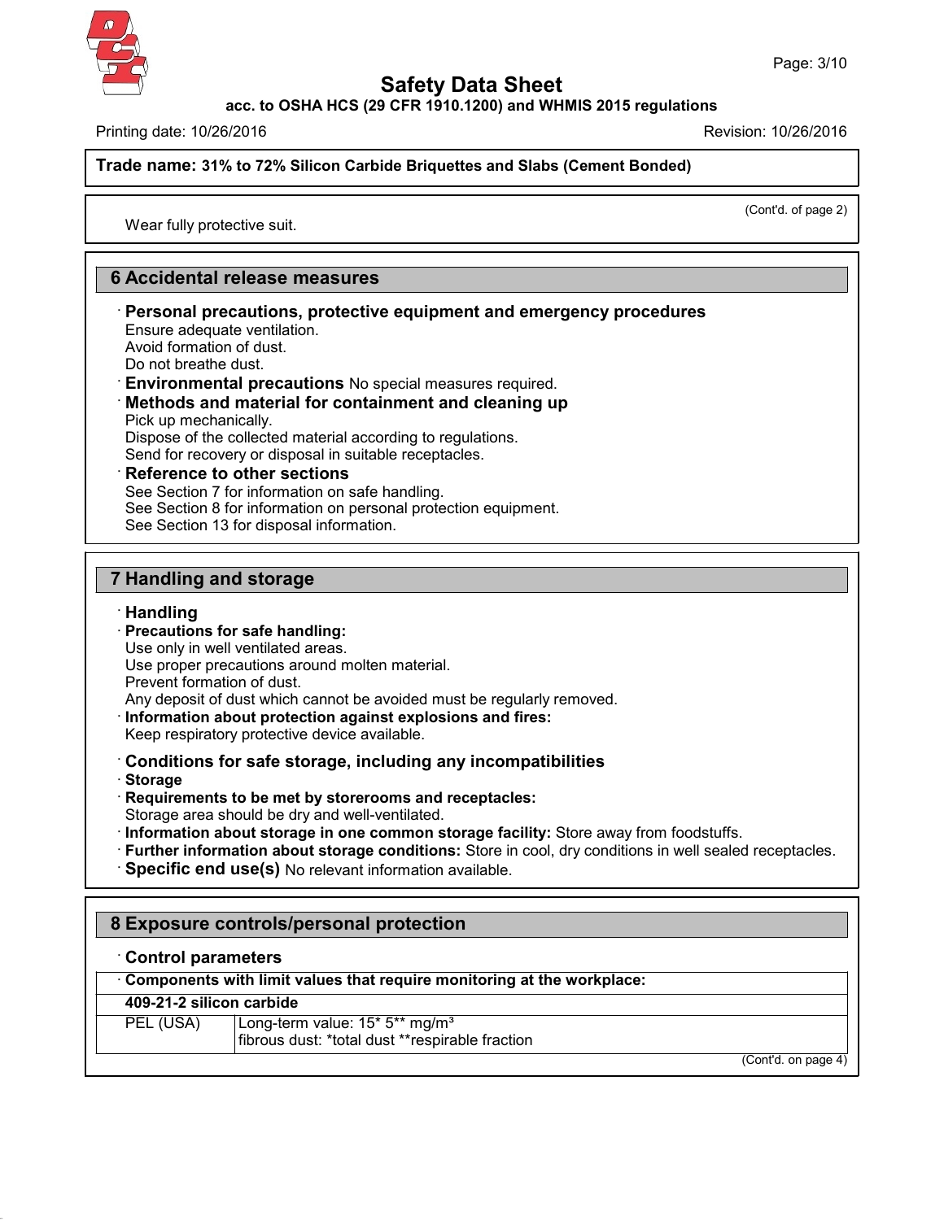(Cont'd. of page 2)

Wear fully protective suit.

## 6 Accidental release measures

· **Personal precautions, protective equipment and emergency procedures**
Ensure adequate ventilation.
Avoid formation of dust.
Do not breathe dust.

· **Environmental precautions** No special measures required.

· **Methods and material for containment and cleaning up**
Pick up mechanically.
Dispose of the collected material according to regulations.
Send for recovery or disposal in suitable receptacles.

· **Reference to other sections**
See Section 7 for information on safe handling.
See Section 8 for information on personal protection equipment.
See Section 13 for disposal information.

## 7 Handling and storage

· **Handling**

· **Precautions for safe handling:**
Use only in well ventilated areas.
Use proper precautions around molten material.
Prevent formation of dust.
Any deposit of dust which cannot be avoided must be regularly removed.

· **Information about protection against explosions and fires:**
Keep respiratory protective device available.

· **Conditions for safe storage, including any incompatibilities**

· **Storage**

· **Requirements to be met by storerooms and receptacles:**
Storage area should be dry and well-ventilated.

· **Information about storage in one common storage facility:** Store away from foodstuffs.

· **Further information about storage conditions:** Store in cool, dry conditions in well sealed receptacles.

· **Specific end use(s)** No relevant information available.

## 8 Exposure controls/personal protection

· **Control parameters**

| · **Components with limit values that require monitoring at the workplace:** | |
|---|---|
| **409-21-2 silicon carbide** | |
| PEL (USA) | Long-term value: 15* 5** mg/m³<br>fibrous dust: *total dust **respirable fraction |

(Cont'd. on page 4)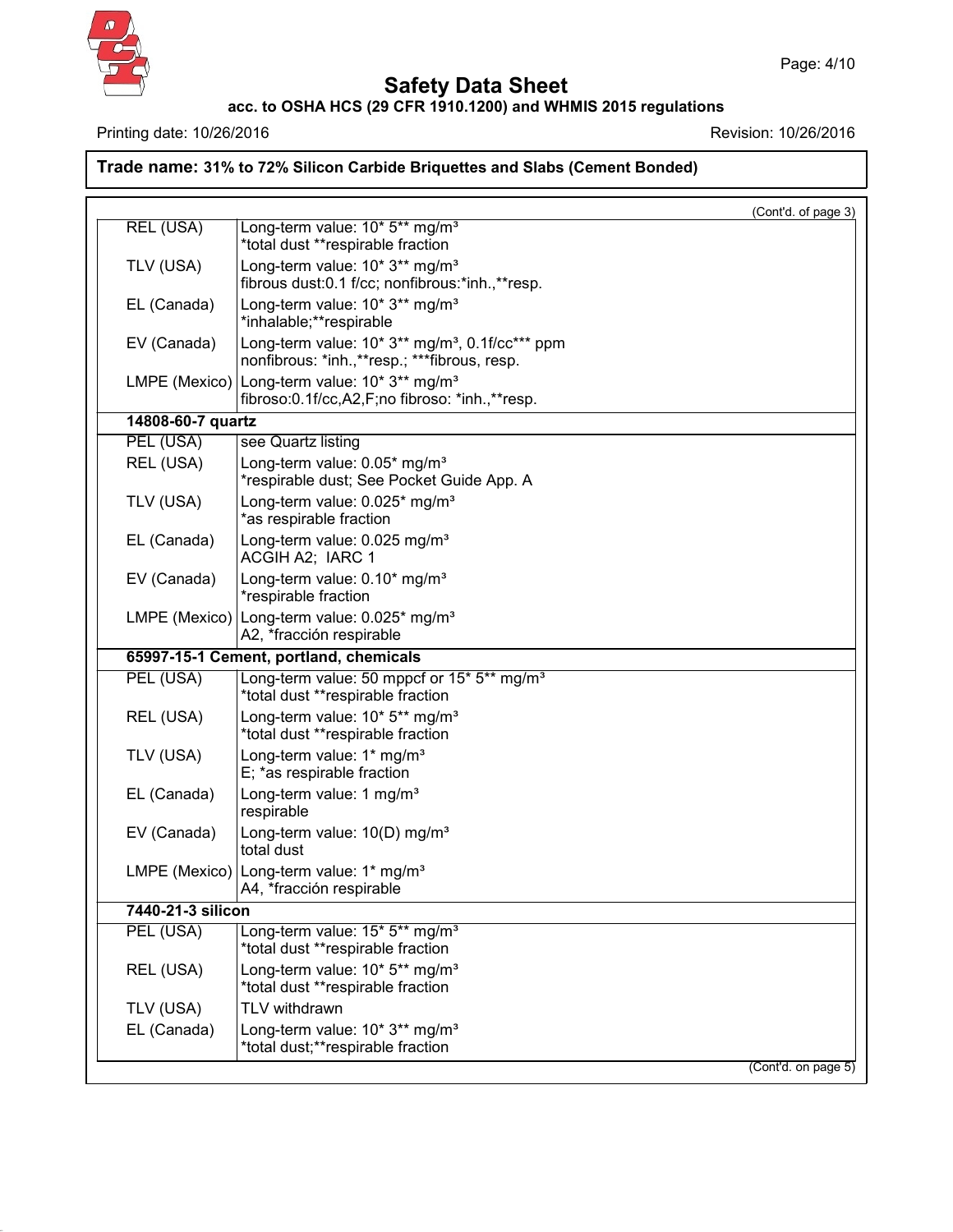**Trade name: 31% to 72% Silicon Carbide Briquettes and Slabs (Cement Bonded)**

(Cont'd. of page 3)

| | |
|---|---|
| REL (USA) | Long-term value: 10* 5** mg/m³<br>*total dust **respirable fraction |
| TLV (USA) | Long-term value: 10* 3** mg/m³<br>fibrous dust:0.1 f/cc; nonfibrous:*inh.,**resp. |
| EL (Canada) | Long-term value: 10* 3** mg/m³<br>*inhalable;**respirable |
| EV (Canada) | Long-term value: 10* 3** mg/m³, 0.1f/cc*** ppm<br>nonfibrous: *inh.,**resp.; ***fibrous, resp. |
| LMPE (Mexico) | Long-term value: 10* 3** mg/m³<br>fibroso:0.1f/cc,A2,F;no fibroso: *inh.,**resp. |
| **14808-60-7 quartz** | |
| PEL (USA) | see Quartz listing |
| REL (USA) | Long-term value: 0.05* mg/m³<br>*respirable dust; See Pocket Guide App. A |
| TLV (USA) | Long-term value: 0.025* mg/m³<br>*as respirable fraction |
| EL (Canada) | Long-term value: 0.025 mg/m³<br>ACGIH A2; IARC 1 |
| EV (Canada) | Long-term value: 0.10* mg/m³<br>*respirable fraction |
| LMPE (Mexico) | Long-term value: 0.025* mg/m³<br>A2, *fracción respirable |
| **65997-15-1 Cement, portland, chemicals** | |
| PEL (USA) | Long-term value: 50 mppcf or 15* 5** mg/m³<br>*total dust **respirable fraction |
| REL (USA) | Long-term value: 10* 5** mg/m³<br>*total dust **respirable fraction |
| TLV (USA) | Long-term value: 1* mg/m³<br>E; *as respirable fraction |
| EL (Canada) | Long-term value: 1 mg/m³<br>respirable |
| EV (Canada) | Long-term value: 10(D) mg/m³<br>total dust |
| LMPE (Mexico) | Long-term value: 1* mg/m³<br>A4, *fracción respirable |
| **7440-21-3 silicon** | |
| PEL (USA) | Long-term value: 15* 5** mg/m³<br>*total dust **respirable fraction |
| REL (USA) | Long-term value: 10* 5** mg/m³<br>*total dust **respirable fraction |
| TLV (USA) | TLV withdrawn |
| EL (Canada) | Long-term value: 10* 3** mg/m³<br>*total dust;**respirable fraction |

(Cont'd. on page 5)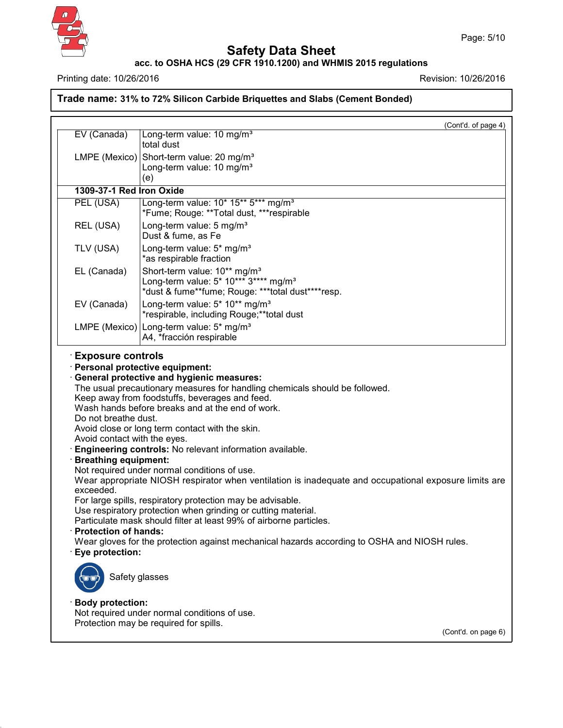**Trade name: 31% to 72% Silicon Carbide Briquettes and Slabs (Cement Bonded)**

(Cont'd. of page 4)

| | |
|---|---|
| EV (Canada) | Long-term value: 10 mg/m³<br>total dust |
| LMPE (Mexico) | Short-term value: 20 mg/m³<br>Long-term value: 10 mg/m³<br>(e) |
| **1309-37-1 Red Iron Oxide** | |
| PEL (USA) | Long-term value: 10* 15** 5*** mg/m³<br>*Fume; Rouge: **Total dust, ***respirable |
| REL (USA) | Long-term value: 5 mg/m³<br>Dust & fume, as Fe |
| TLV (USA) | Long-term value: 5* mg/m³<br>*as respirable fraction |
| EL (Canada) | Short-term value: 10** mg/m³<br>Long-term value: 5* 10*** 3**** mg/m³<br>*dust & fume**fume; Rouge: ***total dust****resp. |
| EV (Canada) | Long-term value: 5* 10** mg/m³<br>*respirable, including Rouge;**total dust |
| LMPE (Mexico) | Long-term value: 5* mg/m³<br>A4, *fracción respirable |

· **Exposure controls**

· **Personal protective equipment:**

· **General protective and hygienic measures:**

The usual precautionary measures for handling chemicals should be followed.
Keep away from foodstuffs, beverages and feed.
Wash hands before breaks and at the end of work.
Do not breathe dust.
Avoid close or long term contact with the skin.
Avoid contact with the eyes.

· **Engineering controls:** No relevant information available.

· **Breathing equipment:**

Not required under normal conditions of use.
Wear appropriate NIOSH respirator when ventilation is inadequate and occupational exposure limits are exceeded.
For large spills, respiratory protection may be advisable.
Use respiratory protection when grinding or cutting material.
Particulate mask should filter at least 99% of airborne particles.

· **Protection of hands:**

Wear gloves for the protection against mechanical hazards according to OSHA and NIOSH rules.

· **Eye protection:**

Safety glasses

· **Body protection:**

Not required under normal conditions of use.
Protection may be required for spills.

(Cont'd. on page 6)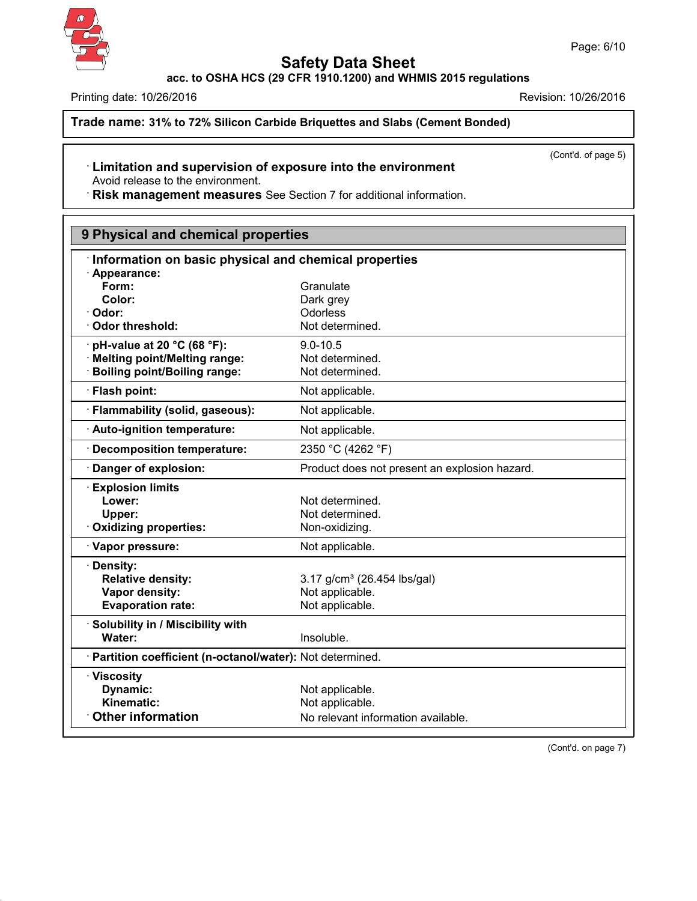**Trade name: 31% to 72% Silicon Carbide Briquettes and Slabs (Cement Bonded)**

(Cont'd. of page 5)

· **Limitation and supervision of exposure into the environment**
Avoid release to the environment.

· **Risk management measures** See Section 7 for additional information.

## 9 Physical and chemical properties

| · **Information on basic physical and chemical properties** | |
|---|---|
| · **Appearance:** | |
| **Form:** | Granulate |
| **Color:** | Dark grey |
| · **Odor:** | Odorless |
| · **Odor threshold:** | Not determined. |
| · **pH-value at 20 °C (68 °F):** | 9.0-10.5 |
| · **Melting point/Melting range:** | Not determined. |
| · **Boiling point/Boiling range:** | Not determined. |
| · **Flash point:** | Not applicable. |
| · **Flammability (solid, gaseous):** | Not applicable. |
| · **Auto-ignition temperature:** | Not applicable. |
| · **Decomposition temperature:** | 2350 °C (4262 °F) |
| · **Danger of explosion:** | Product does not present an explosion hazard. |
| · **Explosion limits** | |
| **Lower:** | Not determined. |
| **Upper:** | Not determined. |
| · **Oxidizing properties:** | Non-oxidizing. |
| · **Vapor pressure:** | Not applicable. |
| · **Density:** | |
| **Relative density:** | 3.17 g/cm³ (26.454 lbs/gal) |
| **Vapor density:** | Not applicable. |
| **Evaporation rate:** | Not applicable. |
| · **Solubility in / Miscibility with** | |
| **Water:** | Insoluble. |
| · **Partition coefficient (n-octanol/water):** | Not determined. |
| · **Viscosity** | |
| **Dynamic:** | Not applicable. |
| **Kinematic:** | Not applicable. |
| · **Other information** | No relevant information available. |

(Cont'd. on page 7)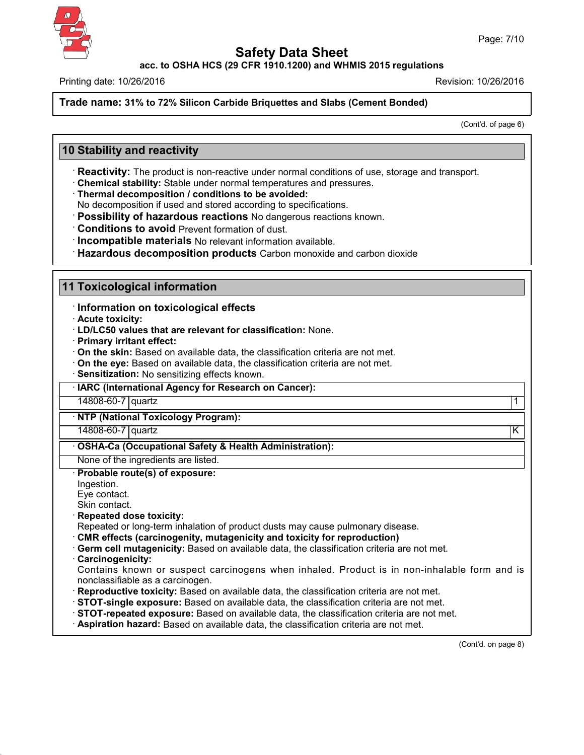Trade name: **31% to 72% Silicon Carbide Briquettes and Slabs (Cement Bonded)**

(Cont'd. of page 6)

## 10 Stability and reactivity

· **Reactivity:** The product is non-reactive under normal conditions of use, storage and transport.
· **Chemical stability:** Stable under normal temperatures and pressures.
· **Thermal decomposition / conditions to be avoided:**
No decomposition if used and stored according to specifications.
· **Possibility of hazardous reactions** No dangerous reactions known.
· **Conditions to avoid** Prevent formation of dust.
· **Incompatible materials** No relevant information available.
· **Hazardous decomposition products** Carbon monoxide and carbon dioxide

## 11 Toxicological information

· **Information on toxicological effects**
· **Acute toxicity:**
· **LD/LC50 values that are relevant for classification:** None.
· **Primary irritant effect:**
· **On the skin:** Based on available data, the classification criteria are not met.
· **On the eye:** Based on available data, the classification criteria are not met.
· **Sensitization:** No sensitizing effects known.

| · **IARC (International Agency for Research on Cancer):** | | |
|---|---|---|
| 14808-60-7 | quartz | 1 |

| · **NTP (National Toxicology Program):** | | |
|---|---|---|
| 14808-60-7 | quartz | K |

| · **OSHA-Ca (Occupational Safety & Health Administration):** |
|---|
| None of the ingredients are listed. |

· **Probable route(s) of exposure:**
Ingestion.
Eye contact.
Skin contact.
· **Repeated dose toxicity:**
Repeated or long-term inhalation of product dusts may cause pulmonary disease.
· **CMR effects (carcinogenity, mutagenicity and toxicity for reproduction)**
· **Germ cell mutagenicity:** Based on available data, the classification criteria are not met.
· **Carcinogenicity:**
Contains known or suspect carcinogens when inhaled. Product is in non-inhalable form and is nonclassifiable as a carcinogen.
· **Reproductive toxicity:** Based on available data, the classification criteria are not met.
· **STOT-single exposure:** Based on available data, the classification criteria are not met.
· **STOT-repeated exposure:** Based on available data, the classification criteria are not met.
· **Aspiration hazard:** Based on available data, the classification criteria are not met.

(Cont'd. on page 8)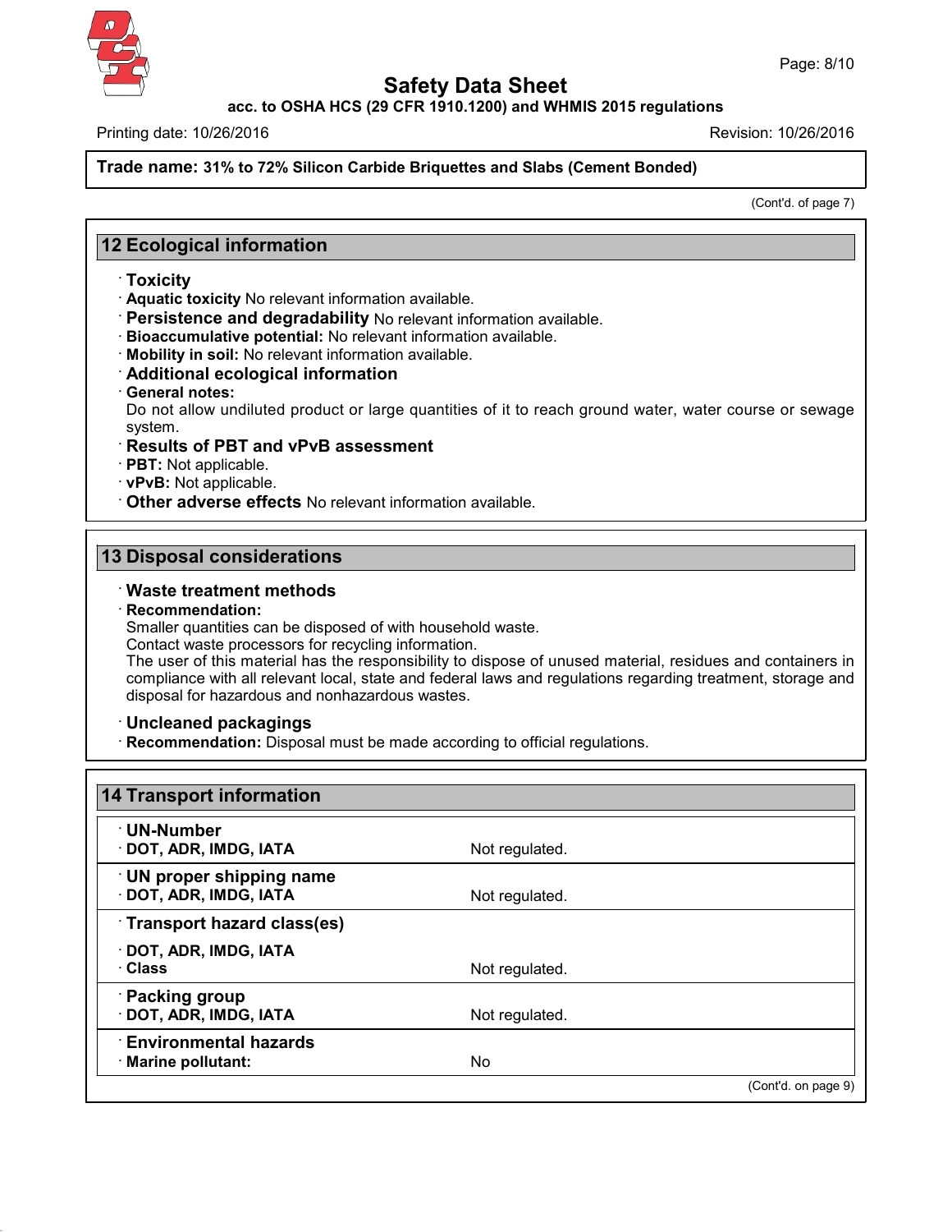**Trade name: 31% to 72% Silicon Carbide Briquettes and Slabs (Cement Bonded)**

(Cont'd. of page 7)

## 12 Ecological information

· **Toxicity**
· **Aquatic toxicity** No relevant information available.
· **Persistence and degradability** No relevant information available.
· **Bioaccumulative potential:** No relevant information available.
· **Mobility in soil:** No relevant information available.
· **Additional ecological information**
· **General notes:**
Do not allow undiluted product or large quantities of it to reach ground water, water course or sewage system.
· **Results of PBT and vPvB assessment**
· **PBT:** Not applicable.
· **vPvB:** Not applicable.
· **Other adverse effects** No relevant information available.

## 13 Disposal considerations

· **Waste treatment methods**
· **Recommendation:**
Smaller quantities can be disposed of with household waste.
Contact waste processors for recycling information.
The user of this material has the responsibility to dispose of unused material, residues and containers in compliance with all relevant local, state and federal laws and regulations regarding treatment, storage and disposal for hazardous and nonhazardous wastes.

· **Uncleaned packagings**
· **Recommendation:** Disposal must be made according to official regulations.

## 14 Transport information

| | |
|---|---|
| · **UN-Number** | |
| · **DOT, ADR, IMDG, IATA** | Not regulated. |
| · **UN proper shipping name** | |
| · **DOT, ADR, IMDG, IATA** | Not regulated. |
| · **Transport hazard class(es)** | |
| · **DOT, ADR, IMDG, IATA** | |
| · **Class** | Not regulated. |
| · **Packing group** | |
| · **DOT, ADR, IMDG, IATA** | Not regulated. |
| · **Environmental hazards** | |
| · **Marine pollutant:** | No |

(Cont'd. on page 9)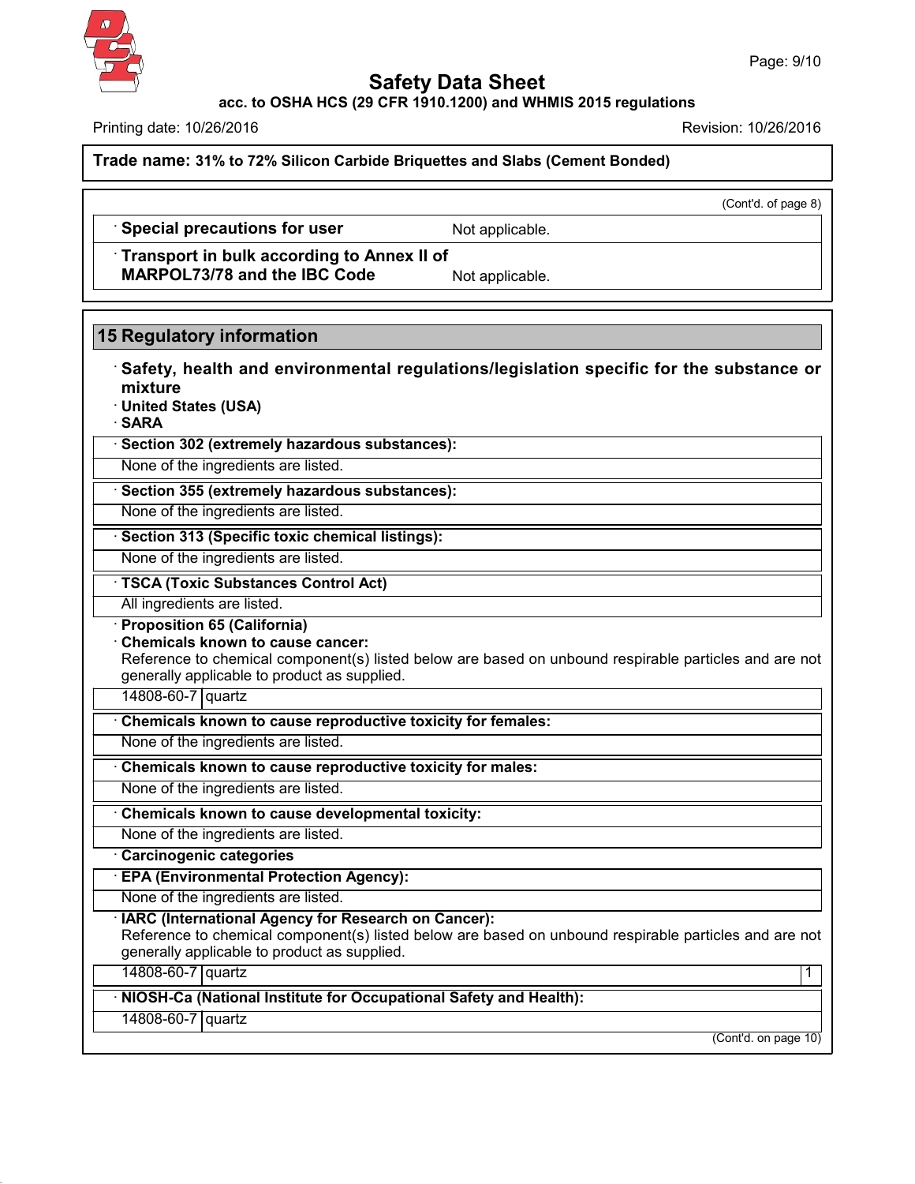**Trade name: 31% to 72% Silicon Carbide Briquettes and Slabs (Cement Bonded)**

(Cont'd. of page 8)

| | |
|---|---|
| · **Special precautions for user** | Not applicable. |
| · **Transport in bulk according to Annex II of MARPOL73/78 and the IBC Code** | Not applicable. |

## 15 Regulatory information

· **Safety, health and environmental regulations/legislation specific for the substance or mixture**

· **United States (USA)**

· **SARA**

· **Section 302 (extremely hazardous substances):**

None of the ingredients are listed.

· **Section 355 (extremely hazardous substances):**

None of the ingredients are listed.

· **Section 313 (Specific toxic chemical listings):**

None of the ingredients are listed.

· **TSCA (Toxic Substances Control Act)**

All ingredients are listed.

· **Proposition 65 (California)**

· **Chemicals known to cause cancer:**

Reference to chemical component(s) listed below are based on unbound respirable particles and are not generally applicable to product as supplied.

| | |
|---|---|
| 14808-60-7 | quartz |

· **Chemicals known to cause reproductive toxicity for females:**

None of the ingredients are listed.

· **Chemicals known to cause reproductive toxicity for males:**

None of the ingredients are listed.

· **Chemicals known to cause developmental toxicity:**

None of the ingredients are listed.

· **Carcinogenic categories**

· **EPA (Environmental Protection Agency):**

None of the ingredients are listed.

· **IARC (International Agency for Research on Cancer):**

Reference to chemical component(s) listed below are based on unbound respirable particles and are not generally applicable to product as supplied.

| | | |
|---|---|---|
| 14808-60-7 | quartz | 1 |

· **NIOSH-Ca (National Institute for Occupational Safety and Health):**

| | |
|---|---|
| 14808-60-7 | quartz |

(Cont'd. on page 10)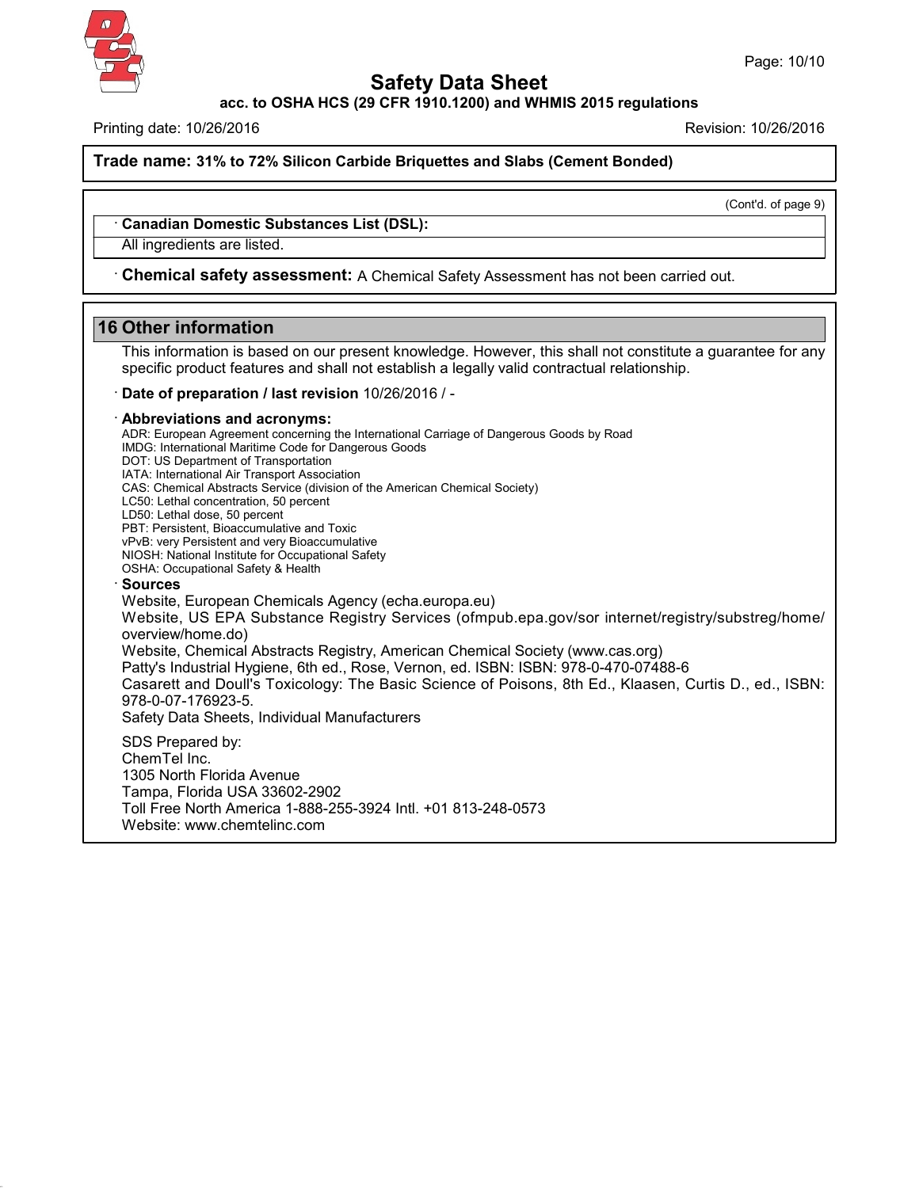**Trade name: 31% to 72% Silicon Carbide Briquettes and Slabs (Cement Bonded)**

(Cont'd. of page 9)

· **Canadian Domestic Substances List (DSL):**

All ingredients are listed.

· **Chemical safety assessment:** A Chemical Safety Assessment has not been carried out.

## 16 Other information

This information is based on our present knowledge. However, this shall not constitute a guarantee for any specific product features and shall not establish a legally valid contractual relationship.

· **Date of preparation / last revision** 10/26/2016 / -

· **Abbreviations and acronyms:**

ADR: European Agreement concerning the International Carriage of Dangerous Goods by Road
IMDG: International Maritime Code for Dangerous Goods
DOT: US Department of Transportation
IATA: International Air Transport Association
CAS: Chemical Abstracts Service (division of the American Chemical Society)
LC50: Lethal concentration, 50 percent
LD50: Lethal dose, 50 percent
PBT: Persistent, Bioaccumulative and Toxic
vPvB: very Persistent and very Bioaccumulative
NIOSH: National Institute for Occupational Safety
OSHA: Occupational Safety & Health

· **Sources**

Website, European Chemicals Agency (echa.europa.eu)
Website, US EPA Substance Registry Services (ofmpub.epa.gov/sor internet/registry/substreg/home/overview/home.do)
Website, Chemical Abstracts Registry, American Chemical Society (www.cas.org)
Patty's Industrial Hygiene, 6th ed., Rose, Vernon, ed. ISBN: ISBN: 978-0-470-07488-6
Casarett and Doull's Toxicology: The Basic Science of Poisons, 8th Ed., Klaasen, Curtis D., ed., ISBN: 978-0-07-176923-5.
Safety Data Sheets, Individual Manufacturers

SDS Prepared by:
ChemTel Inc.
1305 North Florida Avenue
Tampa, Florida USA 33602-2902
Toll Free North America 1-888-255-3924 Intl. +01 813-248-0573
Website: www.chemtelinc.com